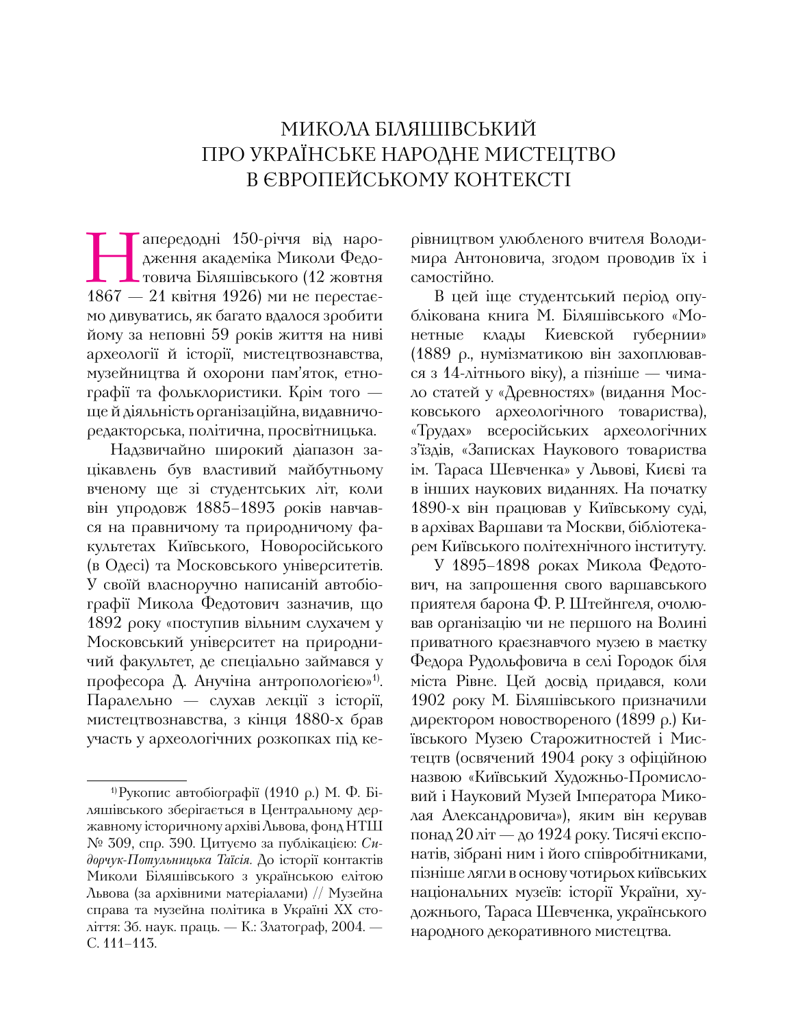# МИКОЛА БІЛЯШІВСЬКИЙ ПРО УКРАЇНСЬКЕ НАРОДНЕ МИСТЕЦТВО В ЄВРОПЕЙСЬКОМУ КОНТЕКСТІ

Напередодні 150-річчя від народження академіка Миколи Федотовича Біляшівського (12 жовтня 1867 — 21 квітня 1926) ми не перестаємо дивуватись, як багато вдалося зробити йому за неповні 59 років життя на ниві археології й історії, мистецтвознавства, музейництва й охорони пам'яток, етнографії та фольклористики. Крім того — ще й діяльність організаційна, видавничо-редакторська, політична, просвітницька.

Надзвичайно широкий діапазон зацікавлень був властивий майбутньому вченому ще зі студентських літ, коли він упродовж 1885–1893 років навчався на правничому та природничому факультетах Київського, Новоросійського (в Одесі) та Московського університетів. У своїй власноручно написаній автобіографії Микола Федотович зазначив, що 1892 року «поступив вільним слухачем у Московський університет на природничий факультет, де спеціально займався у професора Д. Анучіна антропологією»[1]. Паралельно — слухав лекції з історії, мистецтвознавства, з кінця 1880-х брав участь у археологічних розкопках під керівництвом улюбленого вчителя Володимира Антоновича, згодом проводив їх і самостійно.

В цей іще студентський період опублікована книга М. Біляшівського «Монетные клады Киевской губернии» (1889 р., нумізматикою він захоплювався з 14-літнього віку), а пізніше — чимало статей у «Древностях» (видання Московського археологічного товариства), «Трудах» всеросійських археологічних з'їздів, «Записках Наукового товариства ім. Тараса Шевченка» у Львові, Києві та в інших наукових виданнях. На початку 1890-х він працював у Київському суді, в архівах Варшави та Москви, бібліотекарем Київського політехнічного інституту.

У 1895–1898 роках Микола Федотович, на запрошення свого варшавського приятеля барона Ф. Р. Штейнгеля, очолював організацію чи не першого на Волині приватного краєзнавчого музею в маєтку Федора Рудольфовича в селі Городок біля міста Рівне. Цей досвід придався, коли 1902 року М. Біляшівського призначили директором новоствореного (1899 р.) Київського Музею Старожитностей і Мистецтв (освячений 1904 року з офіційною назвою «Київський Художньо-Промисловий і Науковий Музей Імператора Миколая Александровича»), яким він керував понад 20 літ — до 1924 року. Тисячі експонатів, зібрані ним і його співробітниками, пізніше лягли в основу чотирьох київських національних музеїв: історії України, художнього, Тараса Шевченка, українського народного декоративного мистецтва.

---

[1] Рукопис автобіографії (1910 р.) М. Ф. Біляшівського зберігається в Центральному державному історичному архіві Львова, фонд НТШ № 309, спр. 390. Цитуємо за публікацією: *Сидорчук-Потульницька Таїсія.* До історії контактів Миколи Біляшівського з українською елітою Львова (за архівними матеріалами) // Музейна справа та музейна політика в Україні XX століття: Зб. наук. праць. — К.: Златограф, 2004. — С. 111–113.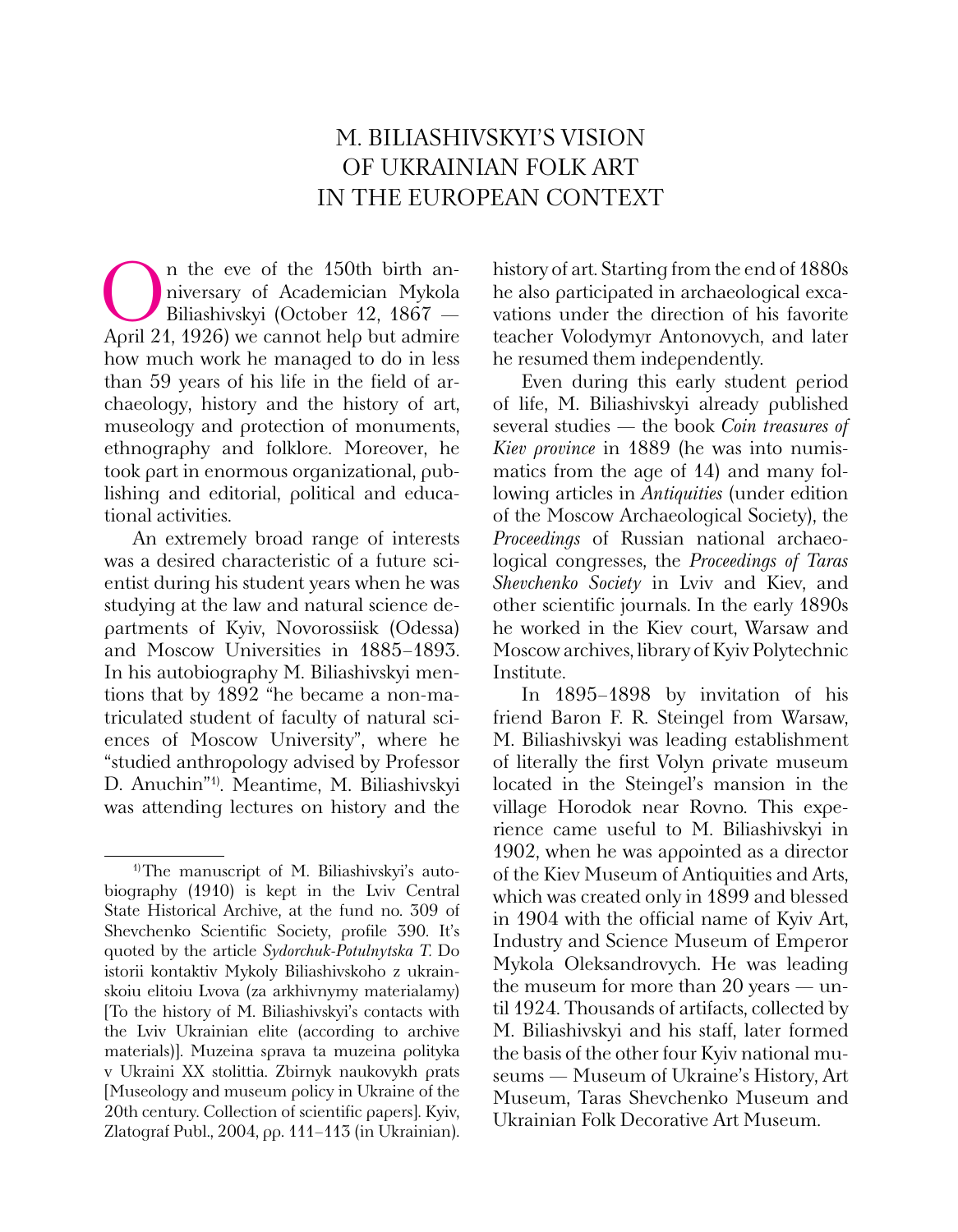# M. BILIASHIVSKYI'S VISION OF UKRAINIAN FOLK ART IN THE EUROPEAN CONTEXT

On the eve of the 150th birth anniversary of Academician Mykola Biliashivskyi (October 12, 1867 — April 21, 1926) we cannot help but admire how much work he managed to do in less than 59 years of his life in the field of archaeology, history and the history of art, museology and protection of monuments, ethnography and folklore. Moreover, he took part in enormous organizational, publishing and editorial, political and educational activities.

An extremely broad range of interests was a desired characteristic of a future scientist during his student years when he was studying at the law and natural science departments of Kyiv, Novorossiisk (Odessa) and Moscow Universities in 1885–1893. In his autobiography M. Biliashivskyi mentions that by 1892 "he became a non-matriculated student of faculty of natural sciences of Moscow University", where he "studied anthropology advised by Professor D. Anuchin"[1]. Meantime, M. Biliashivskyi was attending lectures on history and the history of art. Starting from the end of 1880s he also participated in archaeological excavations under the direction of his favorite teacher Volodymyr Antonovych, and later he resumed them independently.

Even during this early student period of life, M. Biliashivskyi already published several studies — the book *Coin treasures of Kiev province* in 1889 (he was into numismatics from the age of 14) and many following articles in *Antiquities* (under edition of the Moscow Archaeological Society), the *Proceedings* of Russian national archaeological congresses, the *Proceedings of Taras Shevchenko Society* in Lviv and Kiev, and other scientific journals. In the early 1890s he worked in the Kiev court, Warsaw and Moscow archives, library of Kyiv Polytechnic Institute.

In 1895–1898 by invitation of his friend Baron F. R. Steingel from Warsaw, M. Biliashivskyi was leading establishment of literally the first Volyn private museum located in the Steingel's mansion in the village Horodok near Rovno. This experience came useful to M. Biliashivskyi in 1902, when he was appointed as a director of the Kiev Museum of Antiquities and Arts, which was created only in 1899 and blessed in 1904 with the official name of Kyiv Art, Industry and Science Museum of Emperor Mykola Oleksandrovych. He was leading the museum for more than 20 years — until 1924. Thousands of artifacts, collected by M. Biliashivskyi and his staff, later formed the basis of the other four Kyiv national museums — Museum of Ukraine's History, Art Museum, Taras Shevchenko Museum and Ukrainian Folk Decorative Art Museum.

---

[1] The manuscript of M. Biliashivskyi's autobiography (1910) is kept in the Lviv Central State Historical Archive, at the fund no. 309 of Shevchenko Scientific Society, profile 390. It's quoted by the article *Sydorchuk-Potulnytska T.* Do istorii kontaktiv Mykoly Biliashivskoho z ukrainskoiu elitoiu Lvova (za arkhivnymy materialamy) [To the history of M. Biliashivskyi's contacts with the Lviv Ukrainian elite (according to archive materials)]. Muzeina sprava ta muzeina polityka v Ukraini XX stolittia. Zbirnyk naukovykh prats [Museology and museum policy in Ukraine of the 20th century. Collection of scientific papers]. Kyiv, Zlatograf Publ., 2004, pp. 111–113 (in Ukrainian).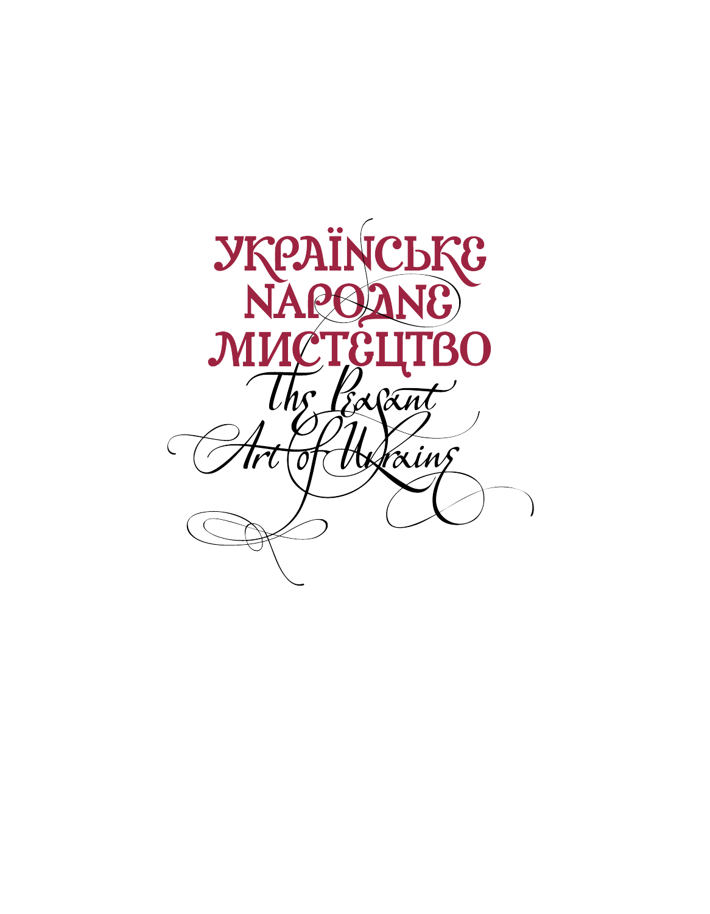# Українське народне мистецтво

## The Peasant Art of Ukraine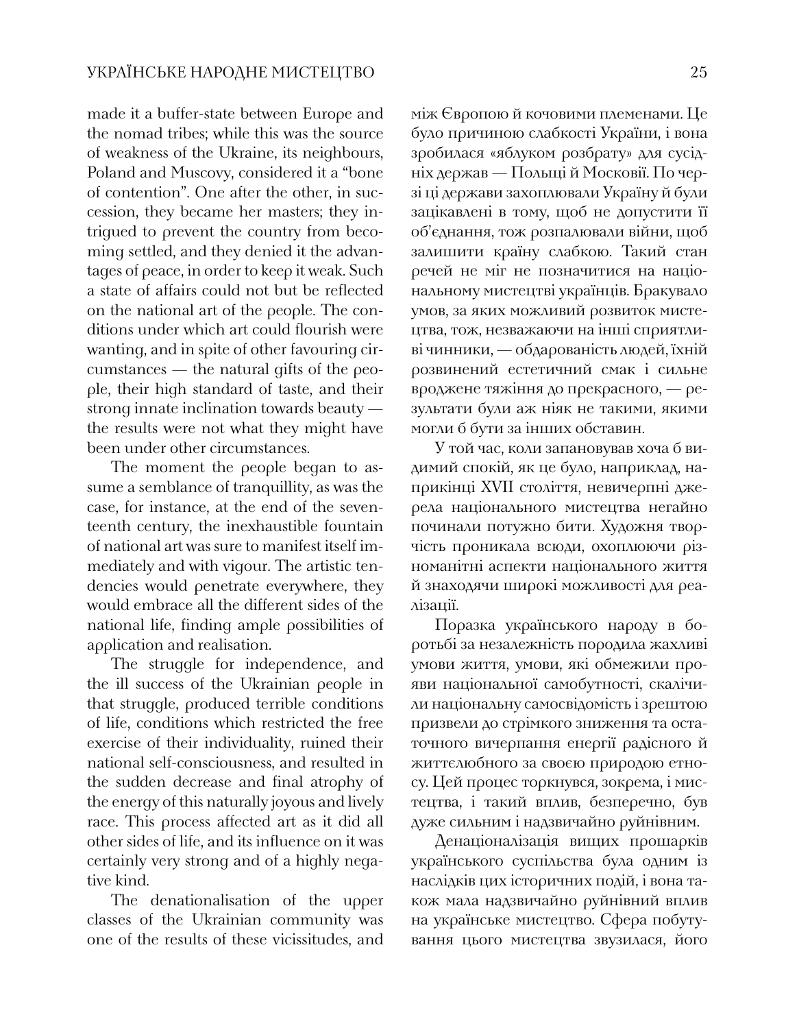made it a buffer-state between Europe and the nomad tribes; while this was the source of weakness of the Ukraine, its neighbours, Poland and Muscovy, considered it a "bone of contention". One after the other, in succession, they became her masters; they intrigued to prevent the country from becoming settled, and they denied it the advantages of peace, in order to keep it weak. Such a state of affairs could not but be reflected on the national art of the people. The conditions under which art could flourish were wanting, and in spite of other favouring circumstances — the natural gifts of the people, their high standard of taste, and their strong innate inclination towards beauty — the results were not what they might have been under other circumstances.

The moment the people began to assume a semblance of tranquillity, as was the case, for instance, at the end of the seventeenth century, the inexhaustible fountain of national art was sure to manifest itself immediately and with vigour. The artistic tendencies would penetrate everywhere, they would embrace all the different sides of the national life, finding ample possibilities of application and realisation.

The struggle for independence, and the ill success of the Ukrainian people in that struggle, produced terrible conditions of life, conditions which restricted the free exercise of their individuality, ruined their national self-consciousness, and resulted in the sudden decrease and final atrophy of the energy of this naturally joyous and lively race. This process affected art as it did all other sides of life, and its influence on it was certainly very strong and of a highly negative kind.

The denationalisation of the upper classes of the Ukrainian community was one of the results of these vicissitudes, and

між Європою й кочовими племенами. Це було причиною слабкості України, і вона зробилася «яблуком розбрату» для сусідніх держав — Польщі й Московії. По черзі ці держави захоплювали Україну й були зацікавлені в тому, щоб не допустити її об'єднання, тож розпалювали війни, щоб залишити країну слабкою. Такий стан речей не міг не позначитися на національному мистецтві українців. Бракувало умов, за яких можливий розвиток мистецтва, тож, незважаючи на інші сприятливі чинники, — обдарованість людей, їхній розвинений естетичний смак і сильне вроджене тяжіння до прекрасного, — результати були аж ніяк не такими, якими могли б бути за інших обставин.

У той час, коли запановував хоча б видимий спокій, як це було, наприклад, наприкінці XVII століття, невичерпні джерела національного мистецтва негайно починали потужно бити. Художня творчість проникала всюди, охоплюючи різноманітні аспекти національного життя й знаходячи широкі можливості для реалізації.

Поразка українського народу в боротьбі за незалежність породила жахливі умови життя, умови, які обмежили прояви національної самобутності, скалічили національну самосвідомість і зрештою призвели до стрімкого зниження та остаточного вичерпання енергії радісного й життєлюбного за своєю природою етносу. Цей процес торкнувся, зокрема, і мистецтва, і такий вплив, безперечно, був дуже сильним і надзвичайно руйнівним.

Денаціоналізація вищих прошарків українського суспільства була одним із наслідків цих історичних подій, і вона також мала надзвичайно руйнівний вплив на українське мистецтво. Сфера побутування цього мистецтва звузилася, його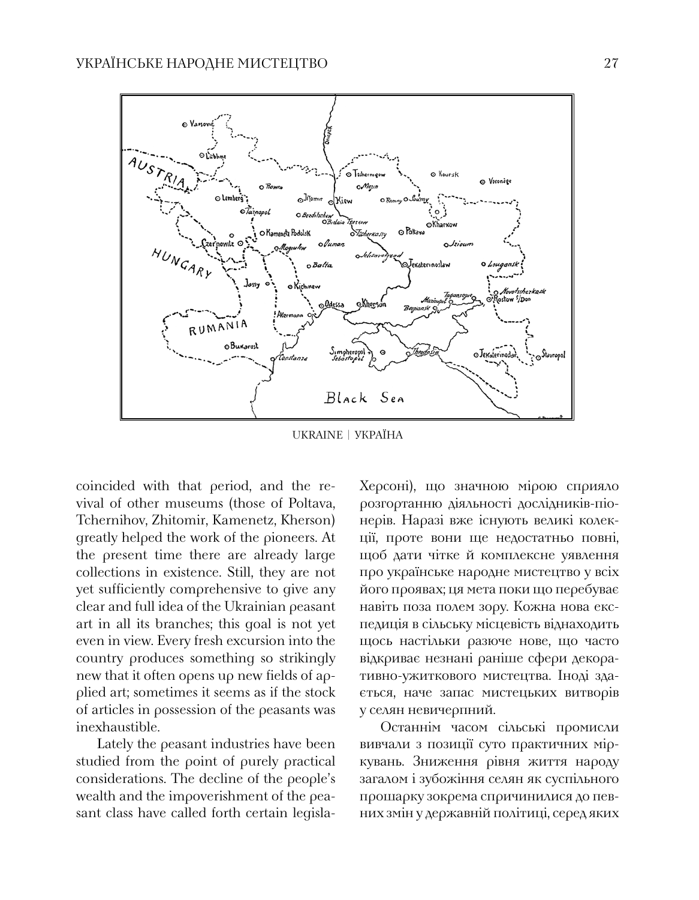UKRAINE | УКРАЇНА

coincided with that period, and the revival of other museums (those of Poltava, Tchernihov, Zhitomir, Kamenetz, Kherson) greatly helped the work of the pioneers. At the present time there are already large collections in existence. Still, they are not yet sufficiently comprehensive to give any clear and full idea of the Ukrainian peasant art in all its branches; this goal is not yet even in view. Every fresh excursion into the country produces something so strikingly new that it often opens up new fields of applied art; sometimes it seems as if the stock of articles in possession of the peasants was inexhaustible.

Lately the peasant industries have been studied from the point of purely practical considerations. The decline of the people's wealth and the impoverishment of the peasant class have called forth certain legisla-

Херсоні), що значною мірою сприяло розгортанню діяльності дослідників-піонерів. Наразі вже існують великі колекції, проте вони ще недостатньо повні, щоб дати чітке й комплексне уявлення про українське народне мистецтво у всіх його проявах; ця мета поки що перебуває навіть поза полем зору. Кожна нова експедиція в сільську місцевість віднаходить щось настільки разюче нове, що часто відкриває незнані раніше сфери декоративно-ужиткового мистецтва. Іноді здається, наче запас мистецьких витворів у селян невичерпний.

Останнім часом сільські промисли вивчали з позиції суто практичних міркувань. Зниження рівня життя народу загалом і зубожіння селян як суспільного прошарку зокрема спричинилися до певних змін у державній політиці, серед яких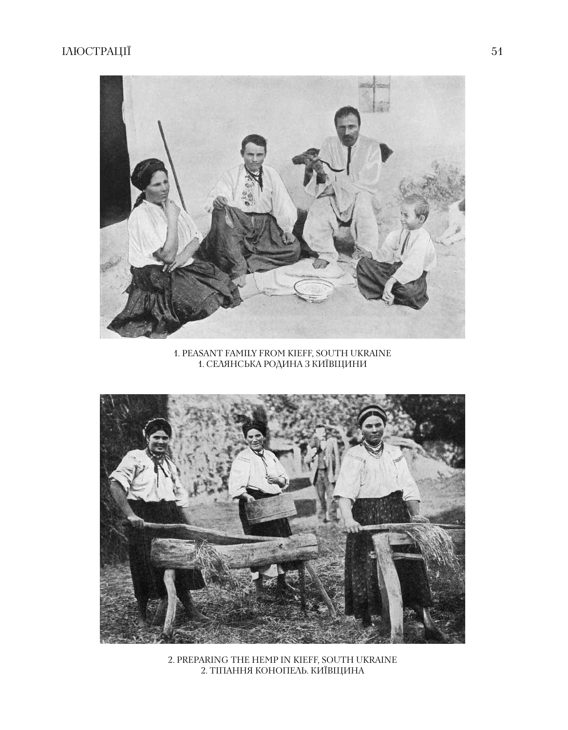1. PEASANT FAMILY FROM KIEFF, SOUTH UKRAINE
1. СЕЛЯНСЬКА РОДИНА З КИЇВЩИНИ

2. PREPARING THE HEMP IN KIEFF, SOUTH UKRAINE
2. ТІПАННЯ КОНОПЕЛЬ. КИЇВЩИНА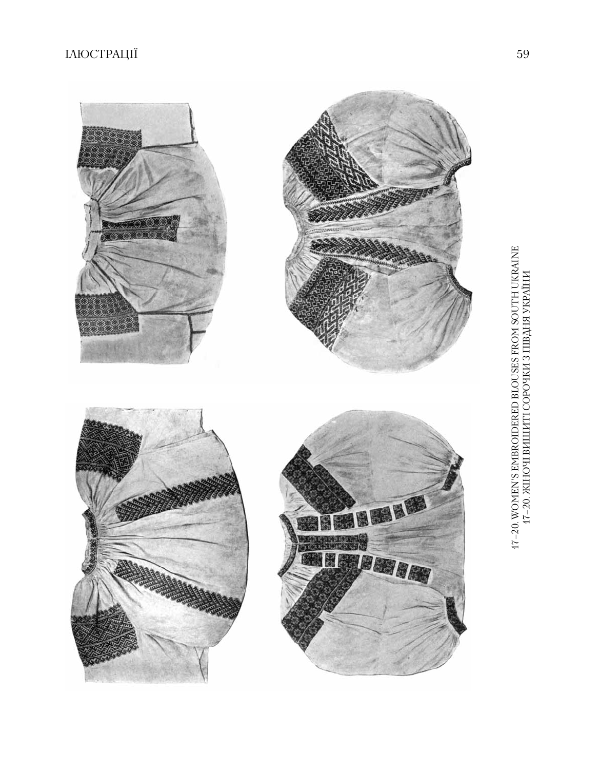17–20. WOMEN'S EMBROIDERED BLOUSES FROM SOUTH UKRAINE
17–20. ЖІНОЧІ ВИШИТІ СОРОЧКИ З ПІВДНЯ УКРАЇНИ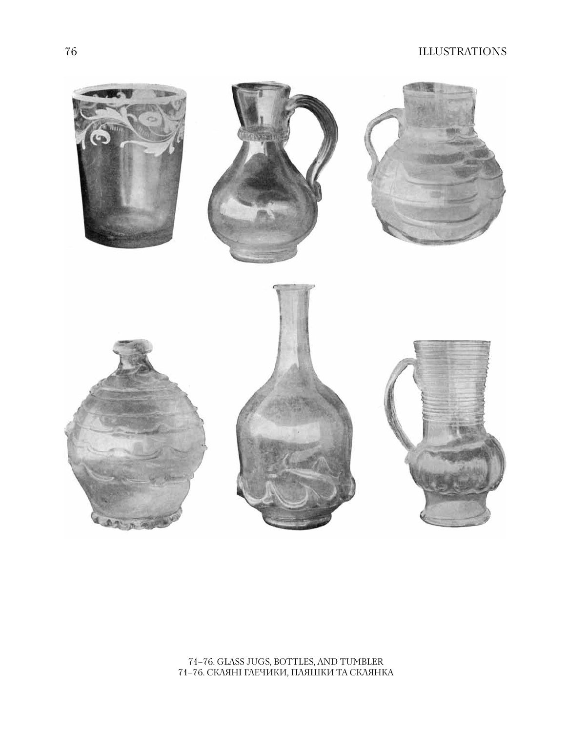71–76. GLASS JUGS, BOTTLES, AND TUMBLER
71–76. СКЛЯНІ ГЛЕЧИКИ, ПЛЯШКИ ТА СКЛЯНКА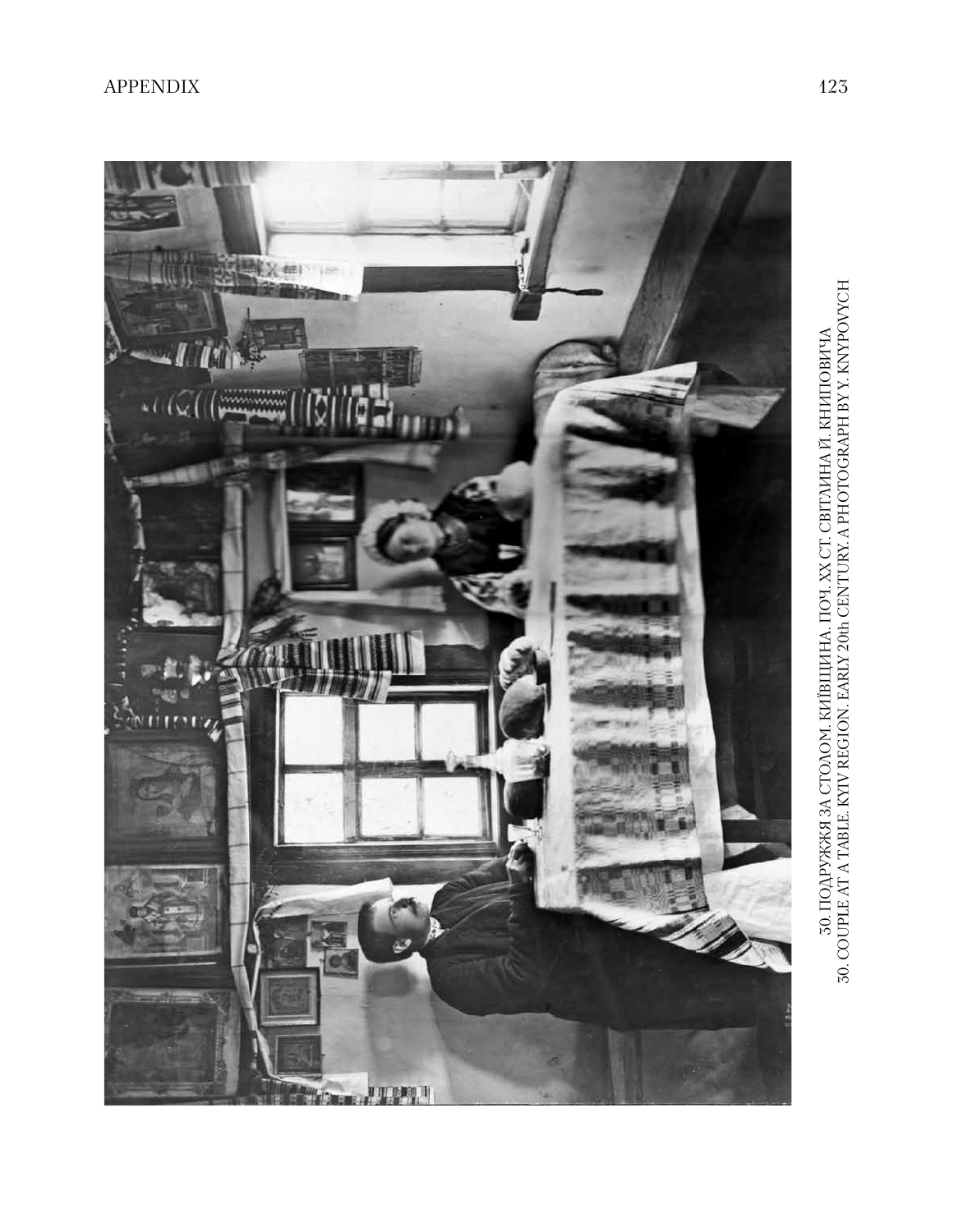30. ПОДРУЖЖЯ ЗА СТОЛОМ. КИЇВЩИНА. ПОЧ. ХХ СТ. СВІТЛИНА Й. КНИПОВИЧА
30. COUPLE AT A TABLE. KYIV REGION. EARLY 20th CENTURY. A PHOTOGRAPH BY Y. KNYPOVYCH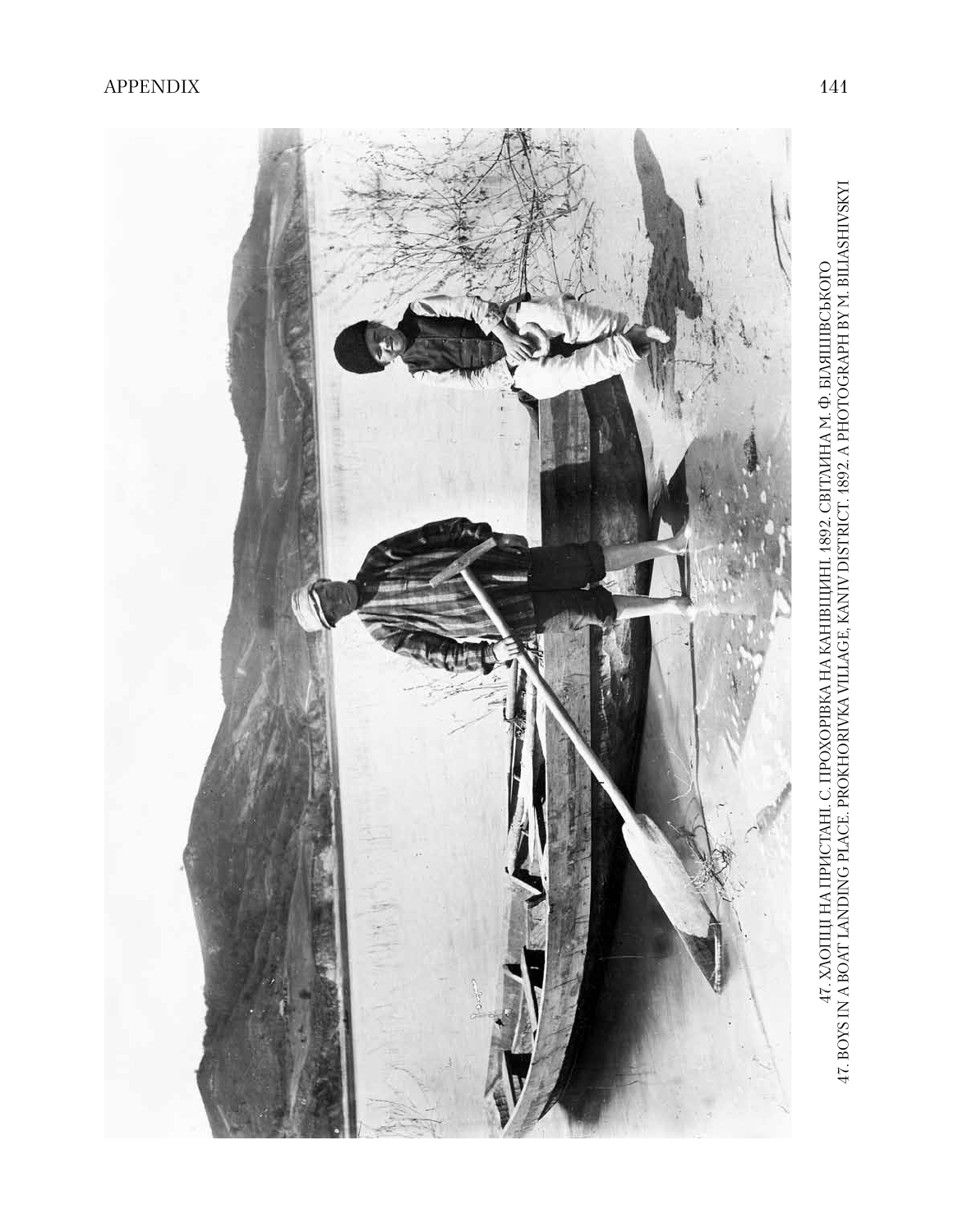47. ХЛОПЦІ НА ПРИСТАНІ. С. ПРОХОРІВКА НА КАНІВЩИНІ. 1892. СВІТЛИНА М. Ф. БІЛЯШІВСЬКОГО

47. BOYS IN A BOAT LANDING PLACE. PROKHORIVKA VILLAGE, KANIV DISTRICT. 1892. A PHOTOGRAPH BY M. BILIASHIVSKYI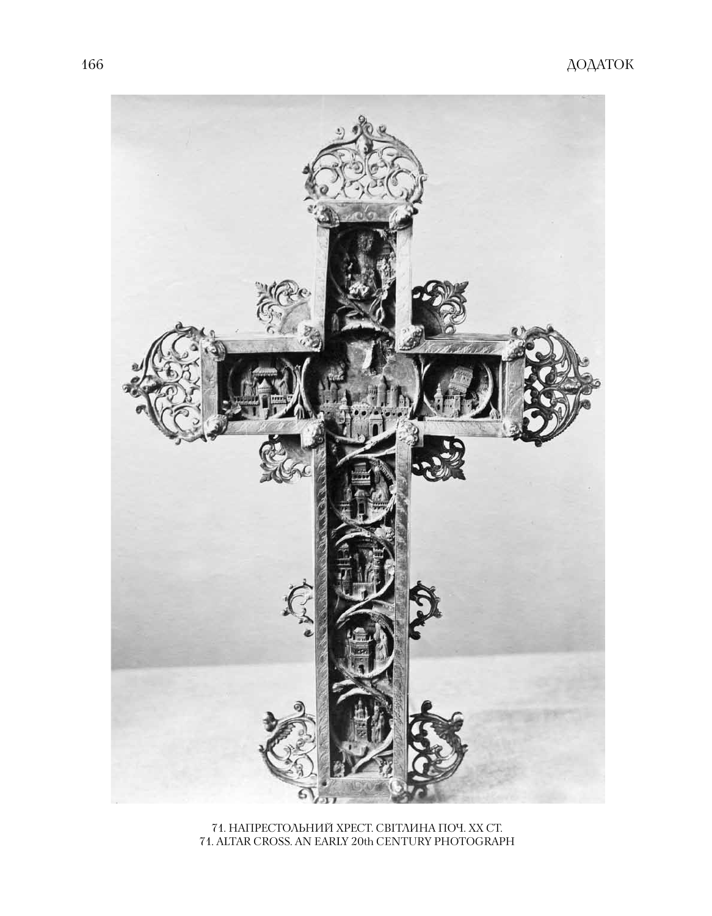71. НАПРЕСТОЛЬНИЙ ХРЕСТ. СВІТЛИНА ПОЧ. XX СТ.
71. ALTAR CROSS. AN EARLY 20th CENTURY PHOTOGRAPH